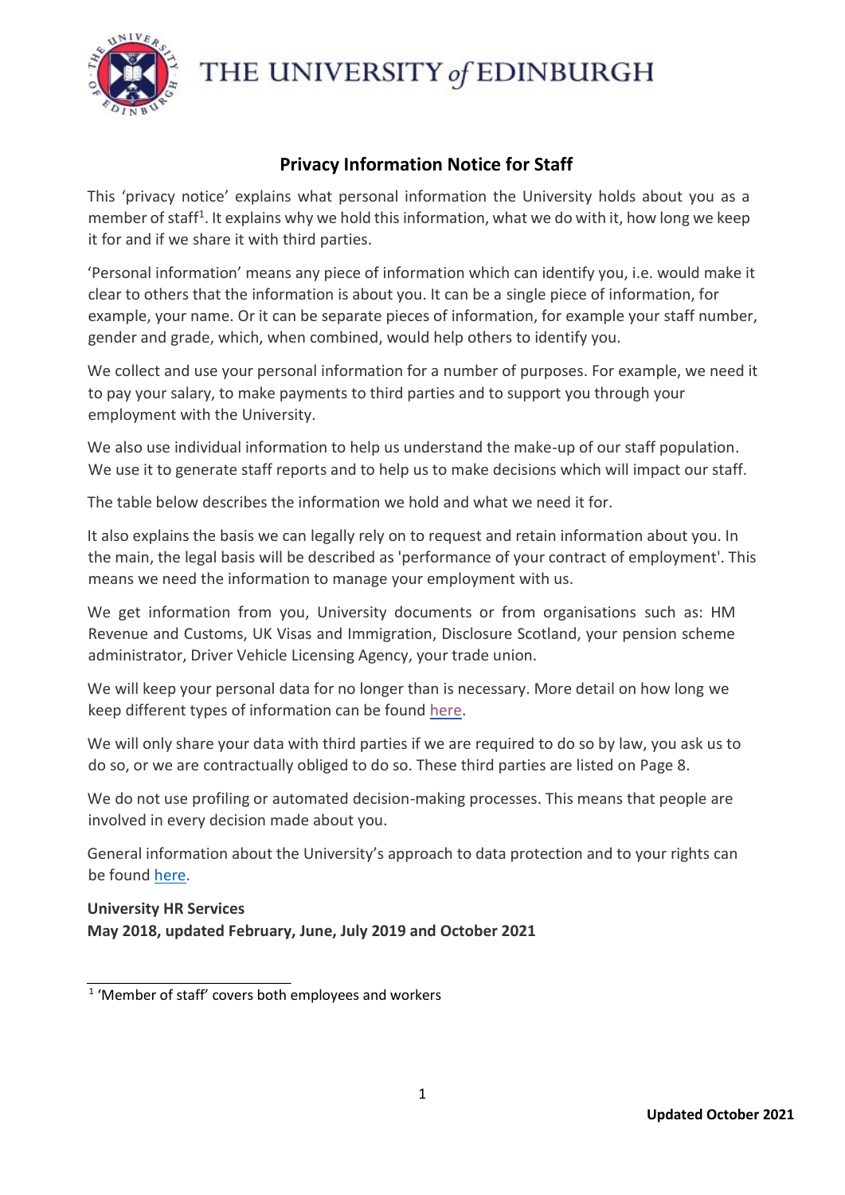THE UNIVERSITY *of* EDINBURGH

## Privacy Information Notice for Staff

This 'privacy notice' explains what personal information the University holds about you as a member of staff[1]. It explains why we hold this information, what we do with it, how long we keep it for and if we share it with third parties.

'Personal information' means any piece of information which can identify you, i.e. would make it clear to others that the information is about you. It can be a single piece of information, for example, your name. Or it can be separate pieces of information, for example your staff number, gender and grade, which, when combined, would help others to identify you.

We collect and use your personal information for a number of purposes. For example, we need it to pay your salary, to make payments to third parties and to support you through your employment with the University.

We also use individual information to help us understand the make-up of our staff population. We use it to generate staff reports and to help us to make decisions which will impact our staff.

The table below describes the information we hold and what we need it for.

It also explains the basis we can legally rely on to request and retain information about you. In the main, the legal basis will be described as 'performance of your contract of employment'. This means we need the information to manage your employment with us.

We get information from you, University documents or from organisations such as: HM Revenue and Customs, UK Visas and Immigration, Disclosure Scotland, your pension scheme administrator, Driver Vehicle Licensing Agency, your trade union.

We will keep your personal data for no longer than is necessary. More detail on how long we keep different types of information can be found here.

We will only share your data with third parties if we are required to do so by law, you ask us to do so, or we are contractually obliged to do so. These third parties are listed on Page 8.

We do not use profiling or automated decision-making processes. This means that people are involved in every decision made about you.

General information about the University's approach to data protection and to your rights can be found here.

**University HR Services**
**May 2018, updated February, June, July 2019 and October 2021**

[1] 'Member of staff' covers both employees and workers

**Updated October 2021**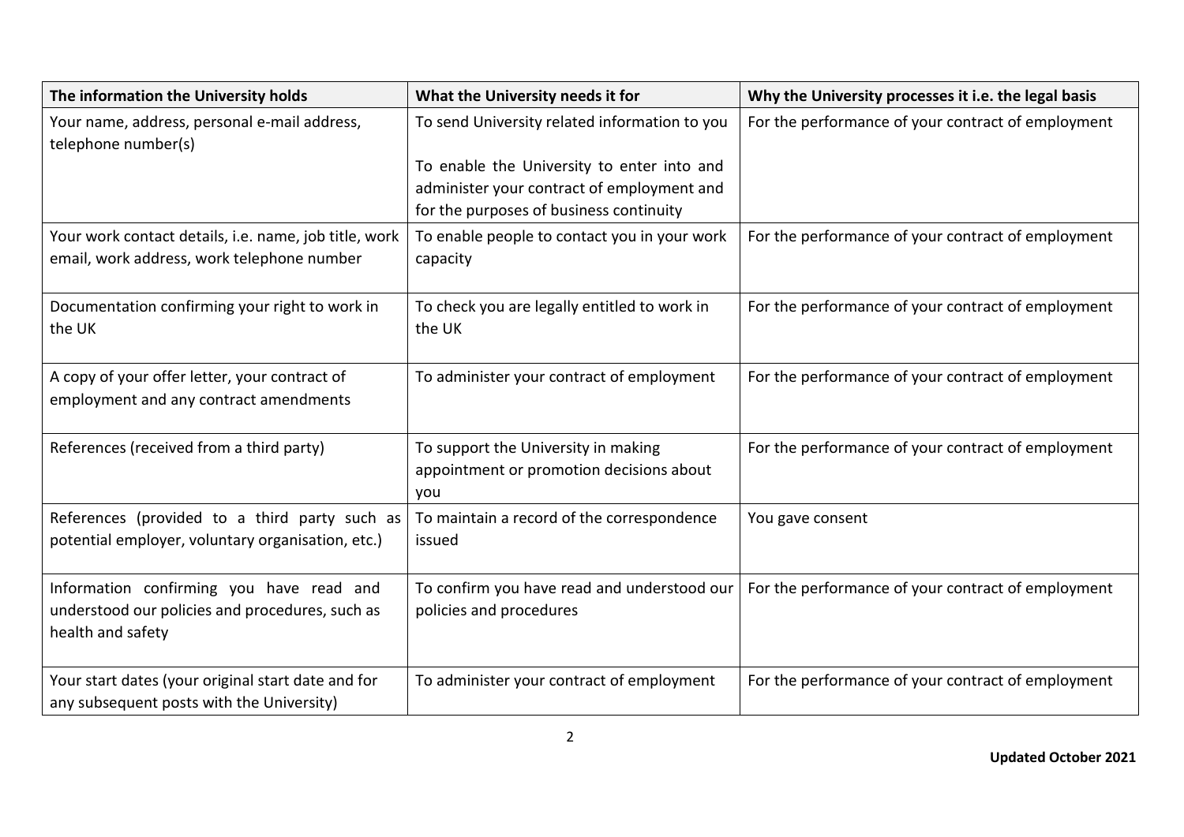| The information the University holds | What the University needs it for | Why the University processes it i.e. the legal basis |
|---|---|---|
| Your name, address, personal e-mail address, telephone number(s) | To send University related information to you<br><br>To enable the University to enter into and administer your contract of employment and for the purposes of business continuity | For the performance of your contract of employment |
| Your work contact details, i.e. name, job title, work email, work address, work telephone number | To enable people to contact you in your work capacity | For the performance of your contract of employment |
| Documentation confirming your right to work in the UK | To check you are legally entitled to work in the UK | For the performance of your contract of employment |
| A copy of your offer letter, your contract of employment and any contract amendments | To administer your contract of employment | For the performance of your contract of employment |
| References (received from a third party) | To support the University in making appointment or promotion decisions about you | For the performance of your contract of employment |
| References (provided to a third party such as potential employer, voluntary organisation, etc.) | To maintain a record of the correspondence issued | You gave consent |
| Information confirming you have read and understood our policies and procedures, such as health and safety | To confirm you have read and understood our policies and procedures | For the performance of your contract of employment |
| Your start dates (your original start date and for any subsequent posts with the University) | To administer your contract of employment | For the performance of your contract of employment |

**Updated October 2021**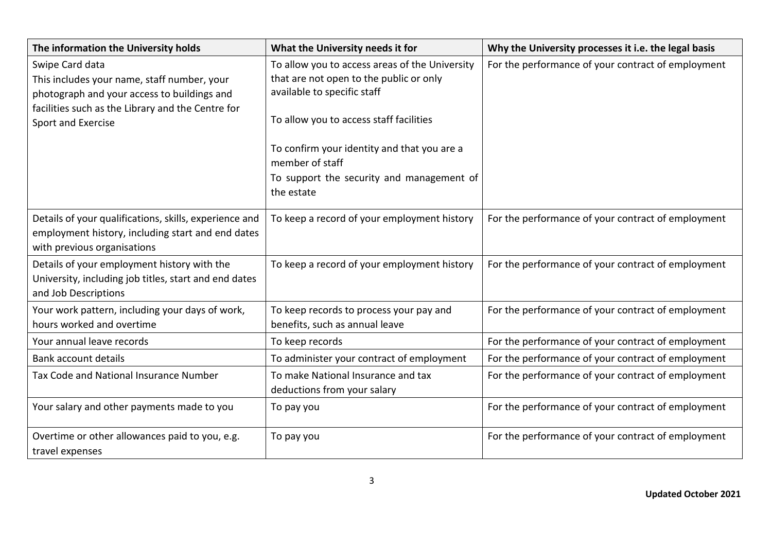| The information the University holds | What the University needs it for | Why the University processes it i.e. the legal basis |
|---|---|---|
| Swipe Card data<br>This includes your name, staff number, your photograph and your access to buildings and facilities such as the Library and the Centre for Sport and Exercise | To allow you to access areas of the University that are not open to the public or only available to specific staff<br><br>To allow you to access staff facilities<br><br>To confirm your identity and that you are a member of staff<br>To support the security and management of the estate | For the performance of your contract of employment |
| Details of your qualifications, skills, experience and employment history, including start and end dates with previous organisations | To keep a record of your employment history | For the performance of your contract of employment |
| Details of your employment history with the University, including job titles, start and end dates and Job Descriptions | To keep a record of your employment history | For the performance of your contract of employment |
| Your work pattern, including your days of work, hours worked and overtime | To keep records to process your pay and benefits, such as annual leave | For the performance of your contract of employment |
| Your annual leave records | To keep records | For the performance of your contract of employment |
| Bank account details | To administer your contract of employment | For the performance of your contract of employment |
| Tax Code and National Insurance Number | To make National Insurance and tax deductions from your salary | For the performance of your contract of employment |
| Your salary and other payments made to you | To pay you | For the performance of your contract of employment |
| Overtime or other allowances paid to you, e.g. travel expenses | To pay you | For the performance of your contract of employment |

**Updated October 2021**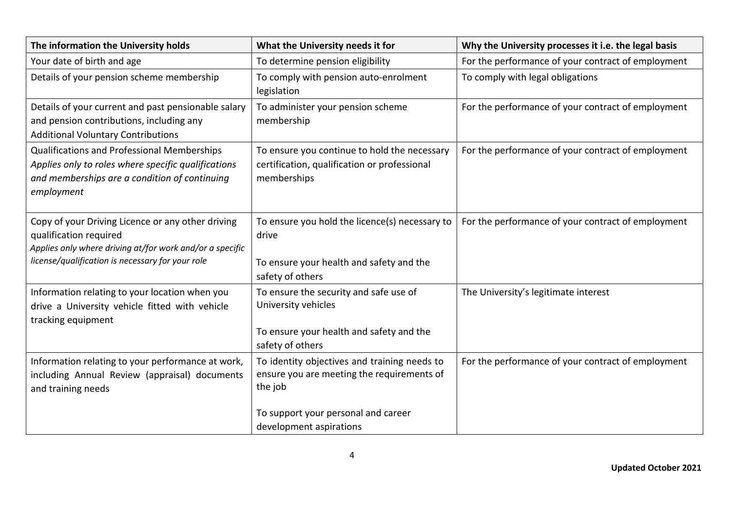| The information the University holds | What the University needs it for | Why the University processes it i.e. the legal basis |
| --- | --- | --- |
| Your date of birth and age | To determine pension eligibility | For the performance of your contract of employment |
| Details of your pension scheme membership | To comply with pension auto-enrolment legislation | To comply with legal obligations |
| Details of your current and past pensionable salary and pension contributions, including any Additional Voluntary Contributions | To administer your pension scheme membership | For the performance of your contract of employment |
| Qualifications and Professional Memberships *Applies only to roles where specific qualifications and memberships are a condition of continuing employment* | To ensure you continue to hold the necessary certification, qualification or professional memberships | For the performance of your contract of employment |
| Copy of your Driving Licence or any other driving qualification required *Applies only where driving at/for work and/or a specific license/qualification is necessary for your role* | To ensure you hold the licence(s) necessary to drive<br><br>To ensure your health and safety and the safety of others | For the performance of your contract of employment |
| Information relating to your location when you drive a University vehicle fitted with vehicle tracking equipment | To ensure the security and safe use of University vehicles<br><br>To ensure your health and safety and the safety of others | The University's legitimate interest |
| Information relating to your performance at work, including Annual Review (appraisal) documents and training needs | To identity objectives and training needs to ensure you are meeting the requirements of the job<br><br>To support your personal and career development aspirations | For the performance of your contract of employment |

**Updated October 2021**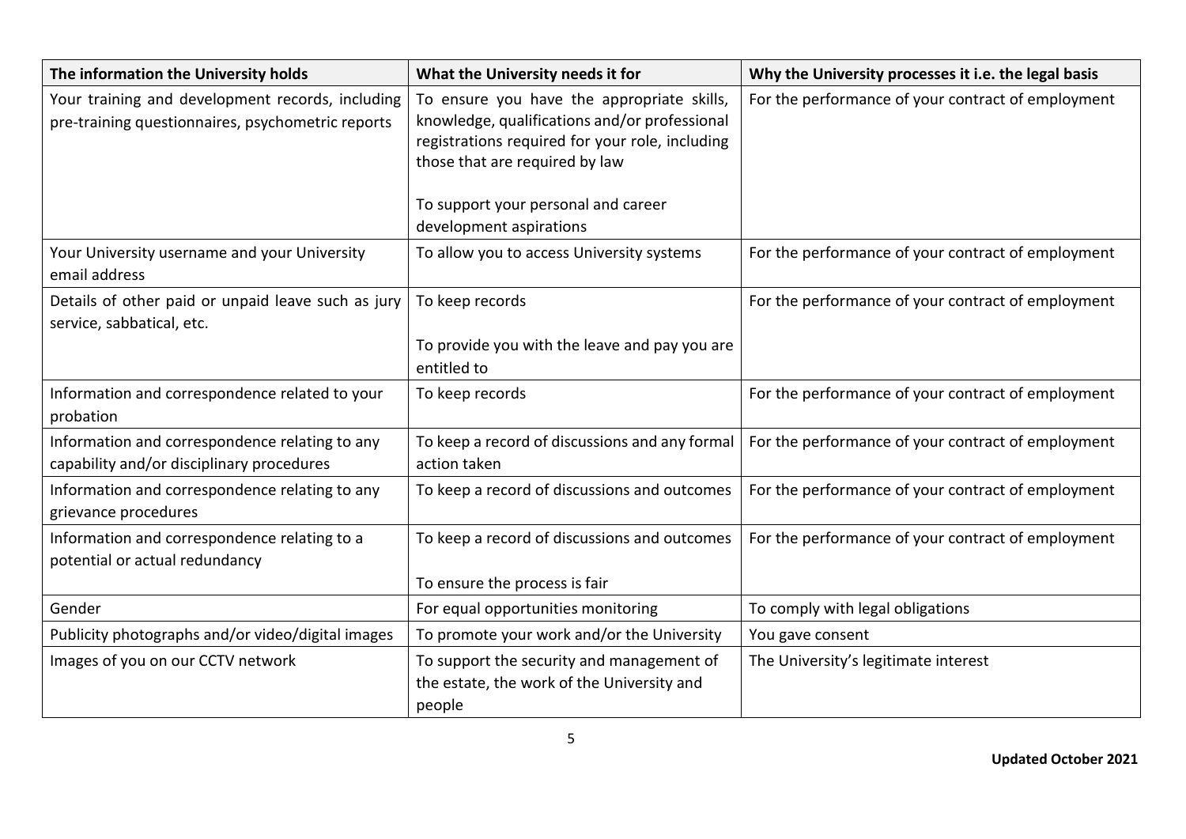| The information the University holds | What the University needs it for | Why the University processes it i.e. the legal basis |
|---|---|---|
| Your training and development records, including pre-training questionnaires, psychometric reports | To ensure you have the appropriate skills, knowledge, qualifications and/or professional registrations required for your role, including those that are required by law<br><br>To support your personal and career development aspirations | For the performance of your contract of employment |
| Your University username and your University email address | To allow you to access University systems | For the performance of your contract of employment |
| Details of other paid or unpaid leave such as jury service, sabbatical, etc. | To keep records<br><br>To provide you with the leave and pay you are entitled to | For the performance of your contract of employment |
| Information and correspondence related to your probation | To keep records | For the performance of your contract of employment |
| Information and correspondence relating to any capability and/or disciplinary procedures | To keep a record of discussions and any formal action taken | For the performance of your contract of employment |
| Information and correspondence relating to any grievance procedures | To keep a record of discussions and outcomes | For the performance of your contract of employment |
| Information and correspondence relating to a potential or actual redundancy | To keep a record of discussions and outcomes<br><br>To ensure the process is fair | For the performance of your contract of employment |
| Gender | For equal opportunities monitoring | To comply with legal obligations |
| Publicity photographs and/or video/digital images | To promote your work and/or the University | You gave consent |
| Images of you on our CCTV network | To support the security and management of the estate, the work of the University and people | The University's legitimate interest |

**Updated October 2021**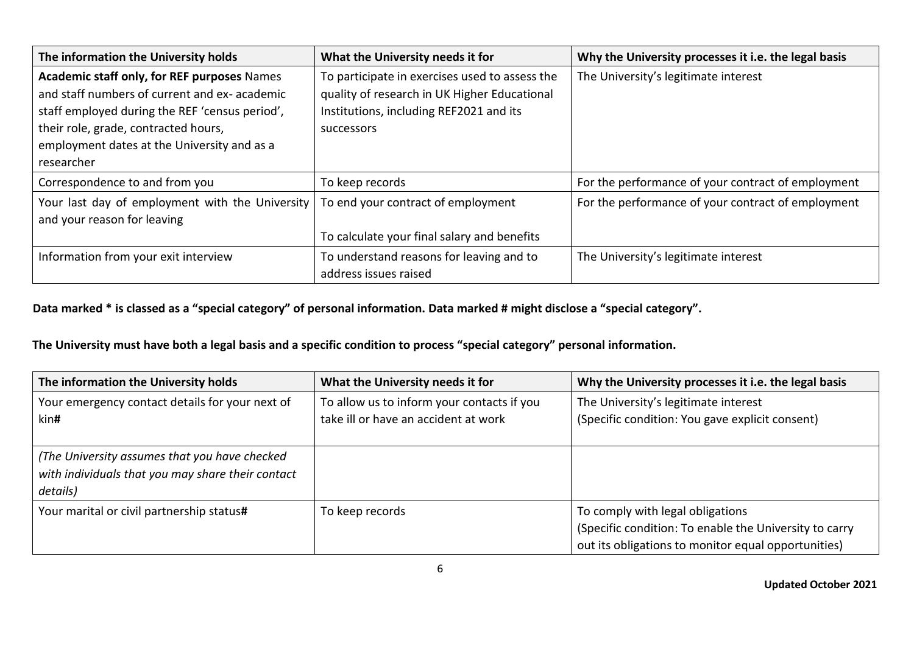| The information the University holds | What the University needs it for | Why the University processes it i.e. the legal basis |
|---|---|---|
| **Academic staff only, for REF purposes** Names and staff numbers of current and ex- academic staff employed during the REF 'census period', their role, grade, contracted hours, employment dates at the University and as a researcher | To participate in exercises used to assess the quality of research in UK Higher Educational Institutions, including REF2021 and its successors | The University's legitimate interest |
| Correspondence to and from you | To keep records | For the performance of your contract of employment |
| Your last day of employment with the University and your reason for leaving | To end your contract of employment<br><br>To calculate your final salary and benefits | For the performance of your contract of employment |
| Information from your exit interview | To understand reasons for leaving and to address issues raised | The University's legitimate interest |

**Data marked * is classed as a "special category" of personal information. Data marked # might disclose a "special category".**

**The University must have both a legal basis and a specific condition to process "special category" personal information.**

| The information the University holds | What the University needs it for | Why the University processes it i.e. the legal basis |
|---|---|---|
| Your emergency contact details for your next of kin**#** | To allow us to inform your contacts if you take ill or have an accident at work | The University's legitimate interest<br>(Specific condition: You gave explicit consent) |
| *(The University assumes that you have checked with individuals that you may share their contact details)* | | |
| Your marital or civil partnership status**#** | To keep records | To comply with legal obligations<br>(Specific condition: To enable the University to carry out its obligations to monitor equal opportunities) |

**Updated October 2021**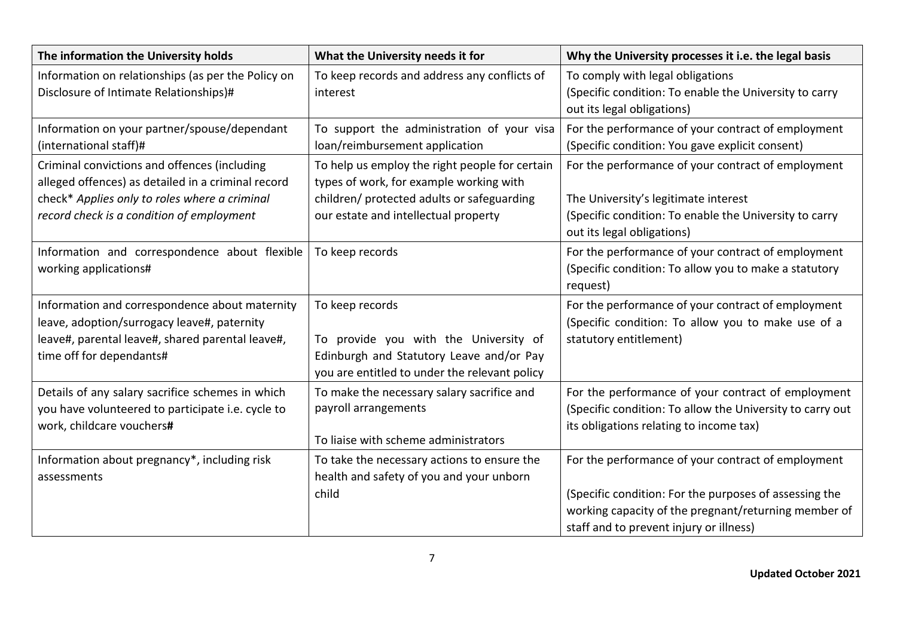| The information the University holds | What the University needs it for | Why the University processes it i.e. the legal basis |
|---|---|---|
| Information on relationships (as per the Policy on Disclosure of Intimate Relationships)# | To keep records and address any conflicts of interest | To comply with legal obligations<br>(Specific condition: To enable the University to carry out its legal obligations) |
| Information on your partner/spouse/dependant (international staff)# | To support the administration of your visa loan/reimbursement application | For the performance of your contract of employment<br>(Specific condition: You gave explicit consent) |
| Criminal convictions and offences (including alleged offences) as detailed in a criminal record check* *Applies only to roles where a criminal record check is a condition of employment* | To help us employ the right people for certain types of work, for example working with children/ protected adults or safeguarding our estate and intellectual property | For the performance of your contract of employment<br><br>The University's legitimate interest<br>(Specific condition: To enable the University to carry out its legal obligations) |
| Information and correspondence about flexible working applications# | To keep records | For the performance of your contract of employment<br>(Specific condition: To allow you to make a statutory request) |
| Information and correspondence about maternity leave, adoption/surrogacy leave#, paternity leave#, parental leave#, shared parental leave#, time off for dependants# | To keep records<br><br>To provide you with the University of Edinburgh and Statutory Leave and/or Pay you are entitled to under the relevant policy | For the performance of your contract of employment<br>(Specific condition: To allow you to make use of a statutory entitlement) |
| Details of any salary sacrifice schemes in which you have volunteered to participate i.e. cycle to work, childcare vouchers**#** | To make the necessary salary sacrifice and payroll arrangements<br><br>To liaise with scheme administrators | For the performance of your contract of employment<br>(Specific condition: To allow the University to carry out its obligations relating to income tax) |
| Information about pregnancy*, including risk assessments | To take the necessary actions to ensure the health and safety of you and your unborn child | For the performance of your contract of employment<br><br>(Specific condition: For the purposes of assessing the working capacity of the pregnant/returning member of staff and to prevent injury or illness) |

**Updated October 2021**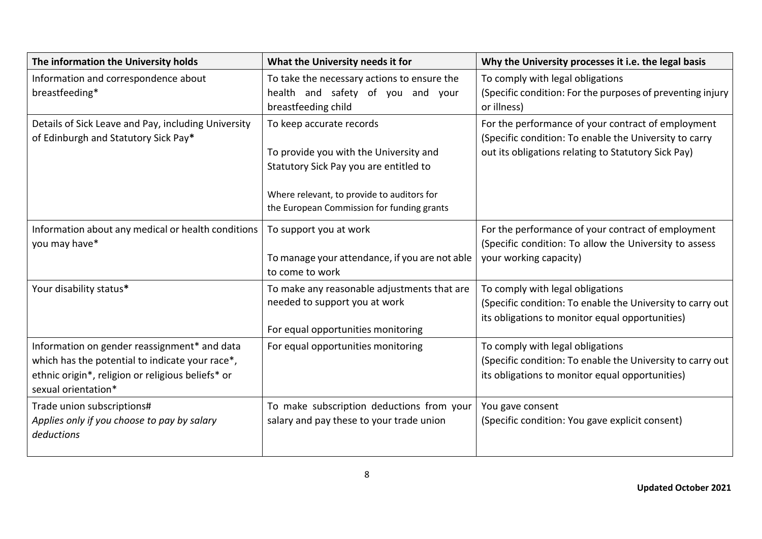| The information the University holds | What the University needs it for | Why the University processes it i.e. the legal basis |
|---|---|---|
| Information and correspondence about breastfeeding* | To take the necessary actions to ensure the health and safety of you and your breastfeeding child | To comply with legal obligations<br>(Specific condition: For the purposes of preventing injury or illness) |
| Details of Sick Leave and Pay, including University of Edinburgh and Statutory Sick Pay* | To keep accurate records<br><br>To provide you with the University and Statutory Sick Pay you are entitled to<br><br>Where relevant, to provide to auditors for the European Commission for funding grants | For the performance of your contract of employment<br>(Specific condition: To enable the University to carry out its obligations relating to Statutory Sick Pay) |
| Information about any medical or health conditions you may have* | To support you at work<br><br>To manage your attendance, if you are not able to come to work | For the performance of your contract of employment<br>(Specific condition: To allow the University to assess your working capacity) |
| Your disability status* | To make any reasonable adjustments that are needed to support you at work<br><br>For equal opportunities monitoring | To comply with legal obligations<br>(Specific condition: To enable the University to carry out its obligations to monitor equal opportunities) |
| Information on gender reassignment* and data which has the potential to indicate your race*, ethnic origin*, religion or religious beliefs* or sexual orientation* | For equal opportunities monitoring | To comply with legal obligations<br>(Specific condition: To enable the University to carry out its obligations to monitor equal opportunities) |
| Trade union subscriptions#<br>*Applies only if you choose to pay by salary deductions* | To make subscription deductions from your salary and pay these to your trade union | You gave consent<br>(Specific condition: You gave explicit consent) |

**Updated October 2021**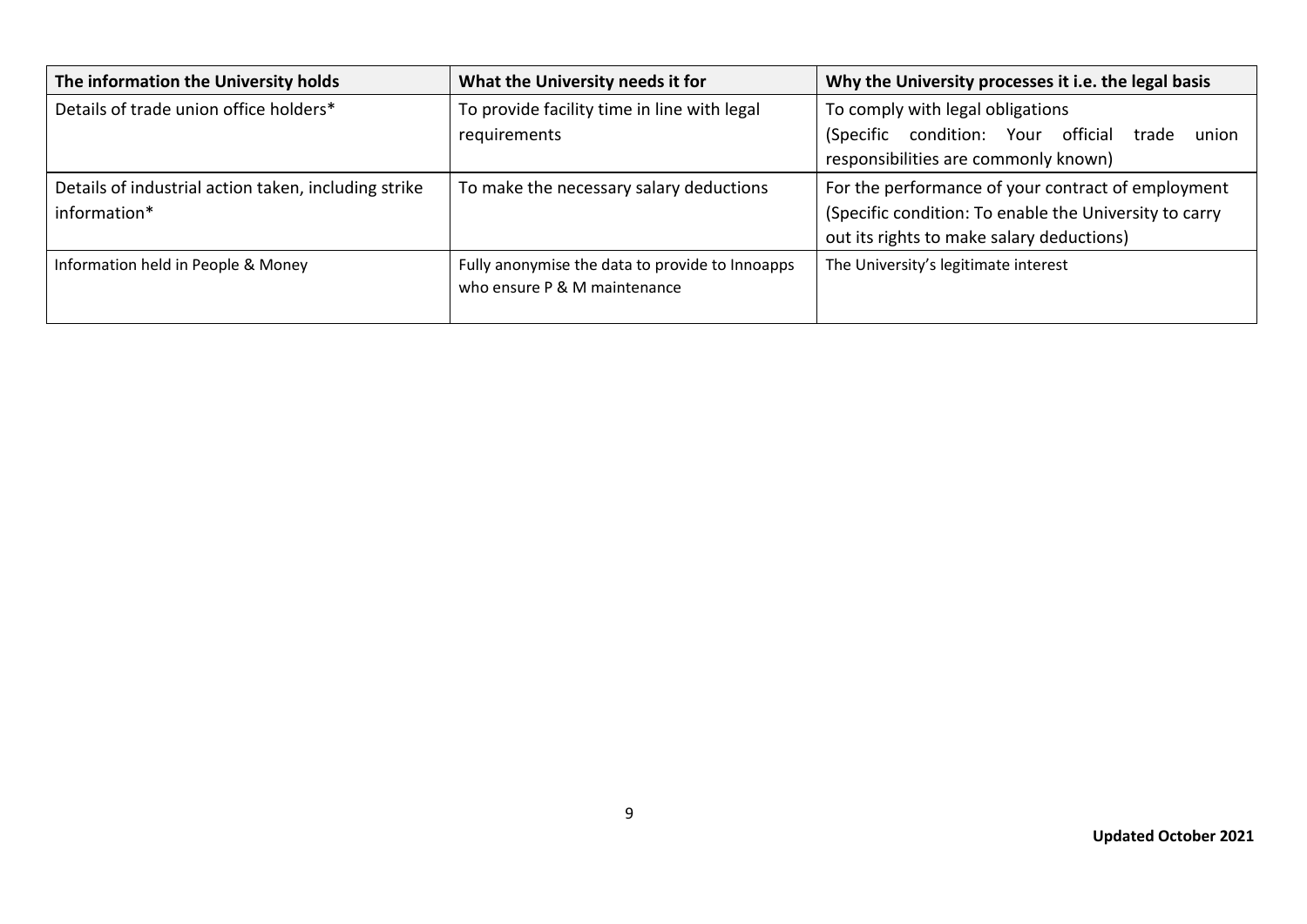| The information the University holds | What the University needs it for | Why the University processes it i.e. the legal basis |
|---|---|---|
| Details of trade union office holders* | To provide facility time in line with legal requirements | To comply with legal obligations (Specific condition: Your official trade union responsibilities are commonly known) |
| Details of industrial action taken, including strike information* | To make the necessary salary deductions | For the performance of your contract of employment (Specific condition: To enable the University to carry out its rights to make salary deductions) |
| Information held in People & Money | Fully anonymise the data to provide to Innoapps who ensure P & M maintenance | The University's legitimate interest |

**Updated October 2021**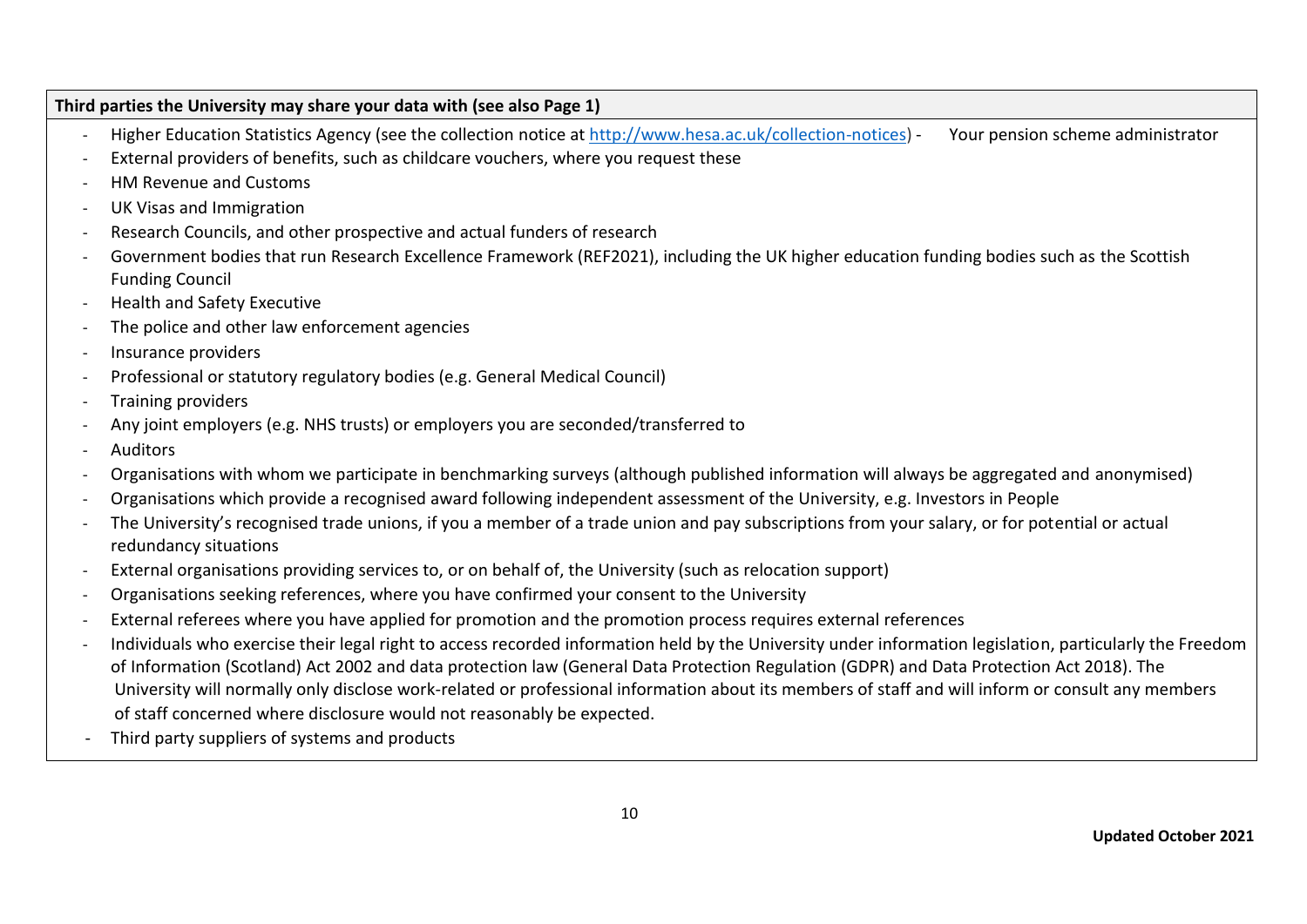**Third parties the University may share your data with (see also Page 1)**

- Higher Education Statistics Agency (see the collection notice at http://www.hesa.ac.uk/collection-notices)
- Your pension scheme administrator
- External providers of benefits, such as childcare vouchers, where you request these
- HM Revenue and Customs
- UK Visas and Immigration
- Research Councils, and other prospective and actual funders of research
- Government bodies that run Research Excellence Framework (REF2021), including the UK higher education funding bodies such as the Scottish Funding Council
- Health and Safety Executive
- The police and other law enforcement agencies
- Insurance providers
- Professional or statutory regulatory bodies (e.g. General Medical Council)
- Training providers
- Any joint employers (e.g. NHS trusts) or employers you are seconded/transferred to
- Auditors
- Organisations with whom we participate in benchmarking surveys (although published information will always be aggregated and anonymised)
- Organisations which provide a recognised award following independent assessment of the University, e.g. Investors in People
- The University's recognised trade unions, if you a member of a trade union and pay subscriptions from your salary, or for potential or actual redundancy situations
- External organisations providing services to, or on behalf of, the University (such as relocation support)
- Organisations seeking references, where you have confirmed your consent to the University
- External referees where you have applied for promotion and the promotion process requires external references
- Individuals who exercise their legal right to access recorded information held by the University under information legislation, particularly the Freedom of Information (Scotland) Act 2002 and data protection law (General Data Protection Regulation (GDPR) and Data Protection Act 2018). The University will normally only disclose work-related or professional information about its members of staff and will inform or consult any members of staff concerned where disclosure would not reasonably be expected.
- Third party suppliers of systems and products

**Updated October 2021**